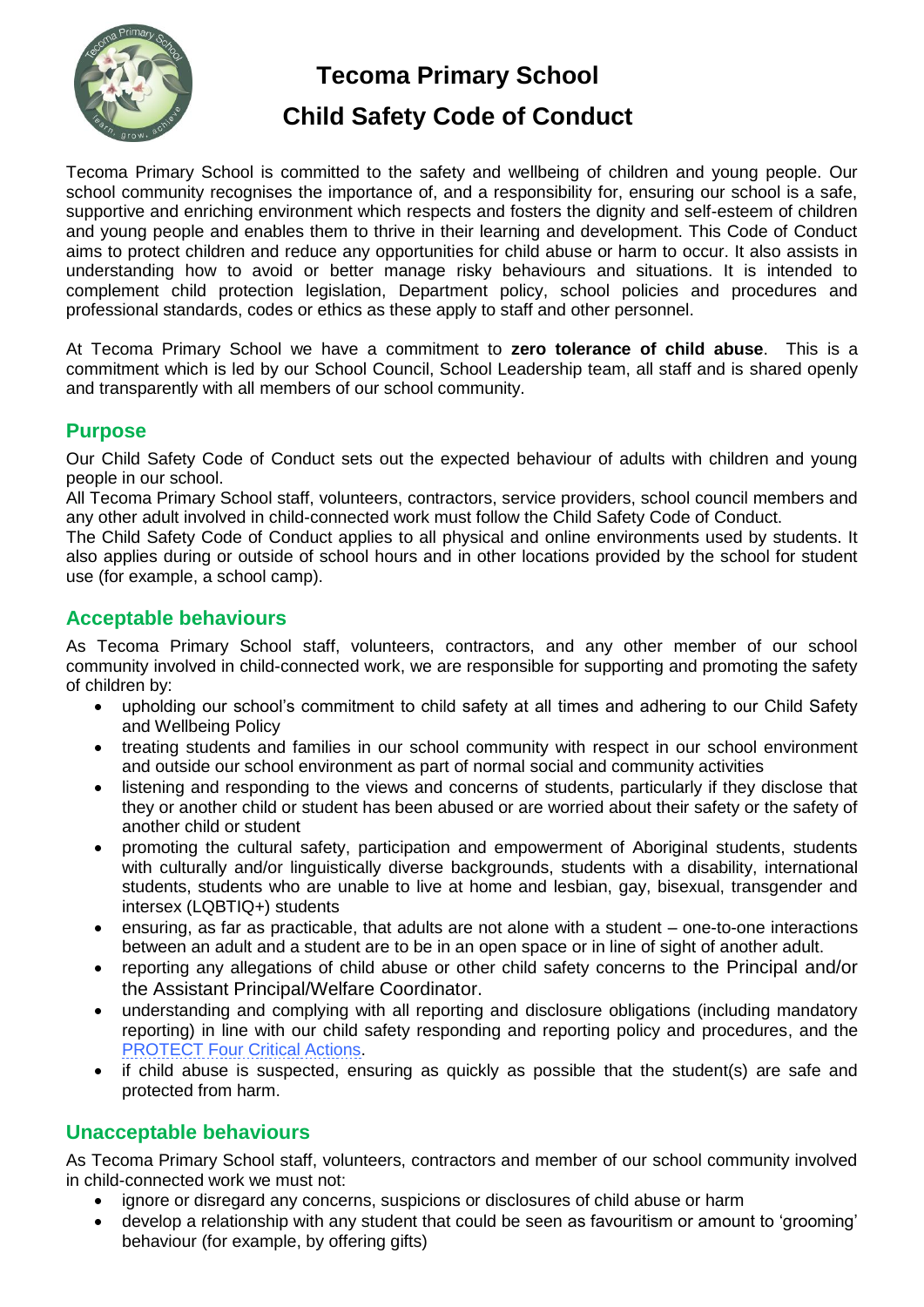# Tecoma Primary School
# Child Safety Code of Conduct

Tecoma Primary School is committed to the safety and wellbeing of children and young people. Our school community recognises the importance of, and a responsibility for, ensuring our school is a safe, supportive and enriching environment which respects and fosters the dignity and self-esteem of children and young people and enables them to thrive in their learning and development. This Code of Conduct aims to protect children and reduce any opportunities for child abuse or harm to occur. It also assists in understanding how to avoid or better manage risky behaviours and situations. It is intended to complement child protection legislation, Department policy, school policies and procedures and professional standards, codes or ethics as these apply to staff and other personnel.

At Tecoma Primary School we have a commitment to **zero tolerance of child abuse**. This is a commitment which is led by our School Council, School Leadership team, all staff and is shared openly and transparently with all members of our school community.

## Purpose

Our Child Safety Code of Conduct sets out the expected behaviour of adults with children and young people in our school.

All Tecoma Primary School staff, volunteers, contractors, service providers, school council members and any other adult involved in child-connected work must follow the Child Safety Code of Conduct.

The Child Safety Code of Conduct applies to all physical and online environments used by students. It also applies during or outside of school hours and in other locations provided by the school for student use (for example, a school camp).

## Acceptable behaviours

As Tecoma Primary School staff, volunteers, contractors, and any other member of our school community involved in child-connected work, we are responsible for supporting and promoting the safety of children by:

- upholding our school's commitment to child safety at all times and adhering to our Child Safety and Wellbeing Policy
- treating students and families in our school community with respect in our school environment and outside our school environment as part of normal social and community activities
- listening and responding to the views and concerns of students, particularly if they disclose that they or another child or student has been abused or are worried about their safety or the safety of another child or student
- promoting the cultural safety, participation and empowerment of Aboriginal students, students with culturally and/or linguistically diverse backgrounds, students with a disability, international students, students who are unable to live at home and lesbian, gay, bisexual, transgender and intersex (LQBTIQ+) students
- ensuring, as far as practicable, that adults are not alone with a student – one-to-one interactions between an adult and a student are to be in an open space or in line of sight of another adult.
- reporting any allegations of child abuse or other child safety concerns to the Principal and/or the Assistant Principal/Welfare Coordinator.
- understanding and complying with all reporting and disclosure obligations (including mandatory reporting) in line with our child safety responding and reporting policy and procedures, and the PROTECT Four Critical Actions.
- if child abuse is suspected, ensuring as quickly as possible that the student(s) are safe and protected from harm.

## Unacceptable behaviours

As Tecoma Primary School staff, volunteers, contractors and member of our school community involved in child-connected work we must not:

- ignore or disregard any concerns, suspicions or disclosures of child abuse or harm
- develop a relationship with any student that could be seen as favouritism or amount to 'grooming' behaviour (for example, by offering gifts)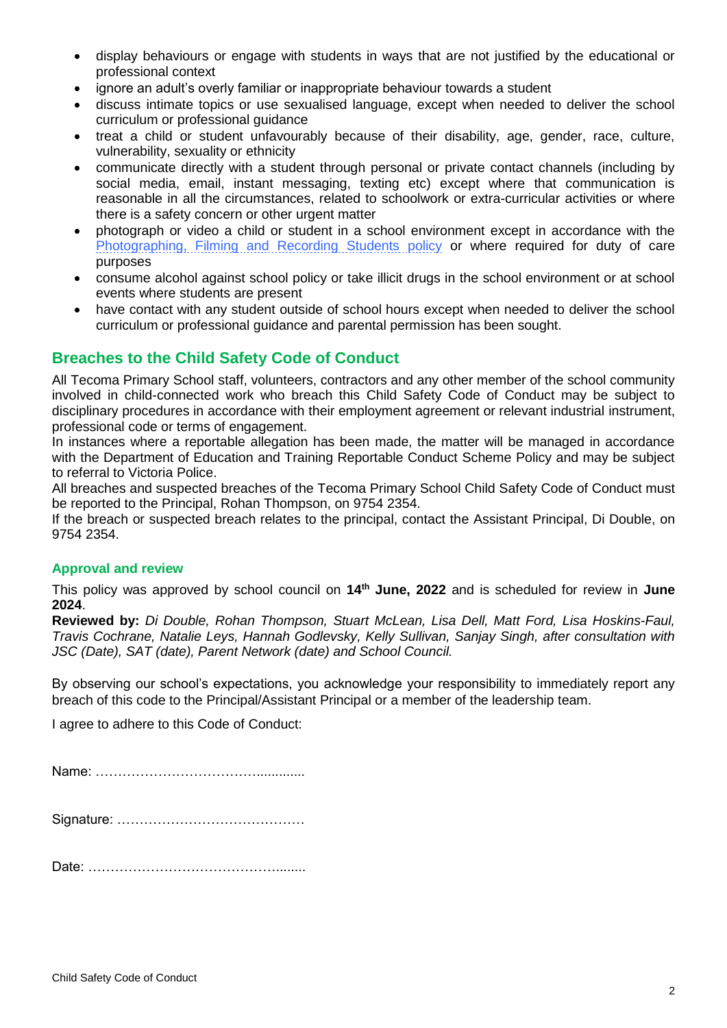- display behaviours or engage with students in ways that are not justified by the educational or professional context
- ignore an adult's overly familiar or inappropriate behaviour towards a student
- discuss intimate topics or use sexualised language, except when needed to deliver the school curriculum or professional guidance
- treat a child or student unfavourably because of their disability, age, gender, race, culture, vulnerability, sexuality or ethnicity
- communicate directly with a student through personal or private contact channels (including by social media, email, instant messaging, texting etc) except where that communication is reasonable in all the circumstances, related to schoolwork or extra-curricular activities or where there is a safety concern or other urgent matter
- photograph or video a child or student in a school environment except in accordance with the Photographing, Filming and Recording Students policy or where required for duty of care purposes
- consume alcohol against school policy or take illicit drugs in the school environment or at school events where students are present
- have contact with any student outside of school hours except when needed to deliver the school curriculum or professional guidance and parental permission has been sought.

## Breaches to the Child Safety Code of Conduct

All Tecoma Primary School staff, volunteers, contractors and any other member of the school community involved in child-connected work who breach this Child Safety Code of Conduct may be subject to disciplinary procedures in accordance with their employment agreement or relevant industrial instrument, professional code or terms of engagement.

In instances where a reportable allegation has been made, the matter will be managed in accordance with the Department of Education and Training Reportable Conduct Scheme Policy and may be subject to referral to Victoria Police.

All breaches and suspected breaches of the Tecoma Primary School Child Safety Code of Conduct must be reported to the Principal, Rohan Thompson, on 9754 2354.

If the breach or suspected breach relates to the principal, contact the Assistant Principal, Di Double, on 9754 2354.

### Approval and review

This policy was approved by school council on **14th June, 2022** and is scheduled for review in **June 2024**.

**Reviewed by:** *Di Double, Rohan Thompson, Stuart McLean, Lisa Dell, Matt Ford, Lisa Hoskins-Faul, Travis Cochrane, Natalie Leys, Hannah Godlevsky, Kelly Sullivan, Sanjay Singh, after consultation with JSC (Date), SAT (date), Parent Network (date) and School Council.*

By observing our school's expectations, you acknowledge your responsibility to immediately report any breach of this code to the Principal/Assistant Principal or a member of the leadership team.

I agree to adhere to this Code of Conduct:

Name: ……………………………….............

Signature: ……………………………………

Date: ………………………………….........